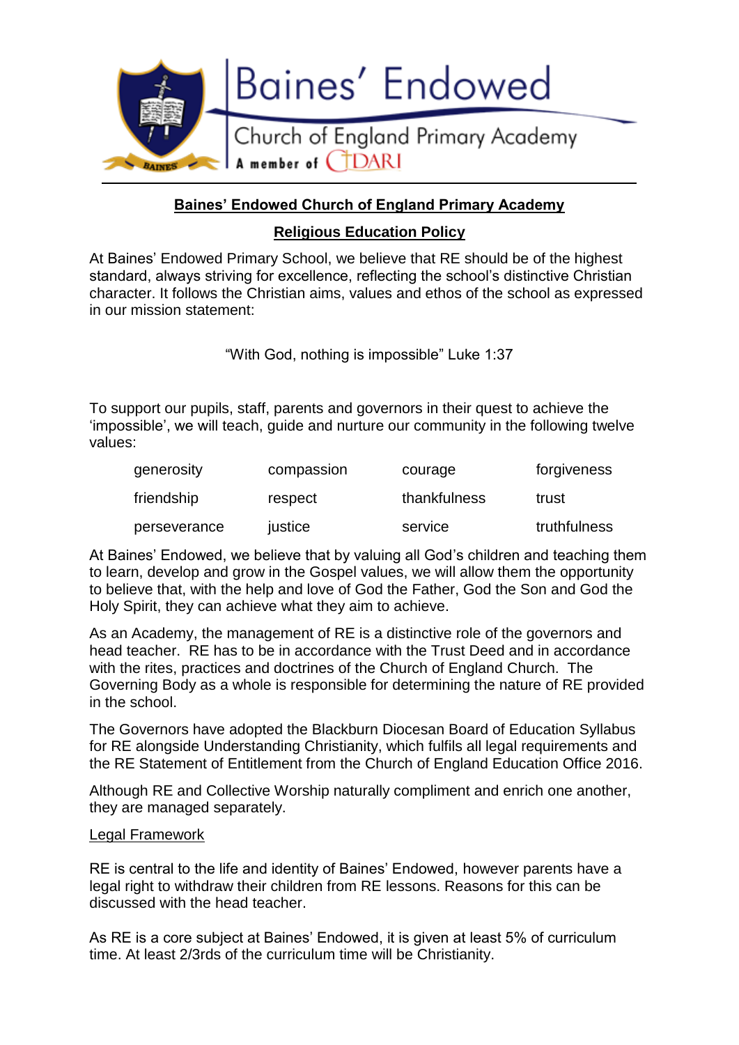Baines' Endowed

Church of England Primary Academy

A member of CDARI

# Baines' Endowed Church of England Primary Academy

## Religious Education Policy

At Baines' Endowed Primary School, we believe that RE should be of the highest standard, always striving for excellence, reflecting the school's distinctive Christian character. It follows the Christian aims, values and ethos of the school as expressed in our mission statement:

"With God, nothing is impossible" Luke 1:37

To support our pupils, staff, parents and governors in their quest to achieve the 'impossible', we will teach, guide and nurture our community in the following twelve values:

| | | | |
|---|---|---|---|
| generosity | compassion | courage | forgiveness |
| friendship | respect | thankfulness | trust |
| perseverance | justice | service | truthfulness |

At Baines' Endowed, we believe that by valuing all God's children and teaching them to learn, develop and grow in the Gospel values, we will allow them the opportunity to believe that, with the help and love of God the Father, God the Son and God the Holy Spirit, they can achieve what they aim to achieve.

As an Academy, the management of RE is a distinctive role of the governors and head teacher. RE has to be in accordance with the Trust Deed and in accordance with the rites, practices and doctrines of the Church of England Church. The Governing Body as a whole is responsible for determining the nature of RE provided in the school.

The Governors have adopted the Blackburn Diocesan Board of Education Syllabus for RE alongside Understanding Christianity, which fulfils all legal requirements and the RE Statement of Entitlement from the Church of England Education Office 2016.

Although RE and Collective Worship naturally compliment and enrich one another, they are managed separately.

### Legal Framework

RE is central to the life and identity of Baines' Endowed, however parents have a legal right to withdraw their children from RE lessons. Reasons for this can be discussed with the head teacher.

As RE is a core subject at Baines' Endowed, it is given at least 5% of curriculum time. At least 2/3rds of the curriculum time will be Christianity.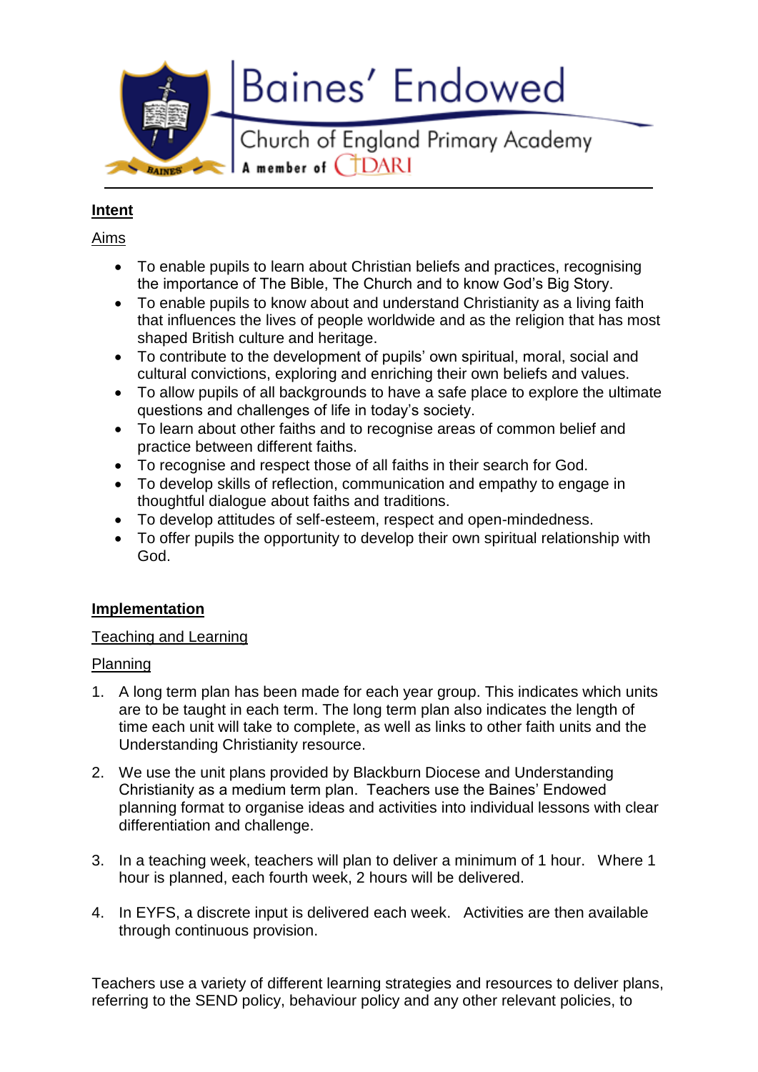## Intent

Aims

- To enable pupils to learn about Christian beliefs and practices, recognising the importance of The Bible, The Church and to know God's Big Story.
- To enable pupils to know about and understand Christianity as a living faith that influences the lives of people worldwide and as the religion that has most shaped British culture and heritage.
- To contribute to the development of pupils' own spiritual, moral, social and cultural convictions, exploring and enriching their own beliefs and values.
- To allow pupils of all backgrounds to have a safe place to explore the ultimate questions and challenges of life in today's society.
- To learn about other faiths and to recognise areas of common belief and practice between different faiths.
- To recognise and respect those of all faiths in their search for God.
- To develop skills of reflection, communication and empathy to engage in thoughtful dialogue about faiths and traditions.
- To develop attitudes of self-esteem, respect and open-mindedness.
- To offer pupils the opportunity to develop their own spiritual relationship with God.

## Implementation

Teaching and Learning

Planning

1. A long term plan has been made for each year group. This indicates which units are to be taught in each term. The long term plan also indicates the length of time each unit will take to complete, as well as links to other faith units and the Understanding Christianity resource.

2. We use the unit plans provided by Blackburn Diocese and Understanding Christianity as a medium term plan. Teachers use the Baines' Endowed planning format to organise ideas and activities into individual lessons with clear differentiation and challenge.

3. In a teaching week, teachers will plan to deliver a minimum of 1 hour. Where 1 hour is planned, each fourth week, 2 hours will be delivered.

4. In EYFS, a discrete input is delivered each week. Activities are then available through continuous provision.

Teachers use a variety of different learning strategies and resources to deliver plans, referring to the SEND policy, behaviour policy and any other relevant policies, to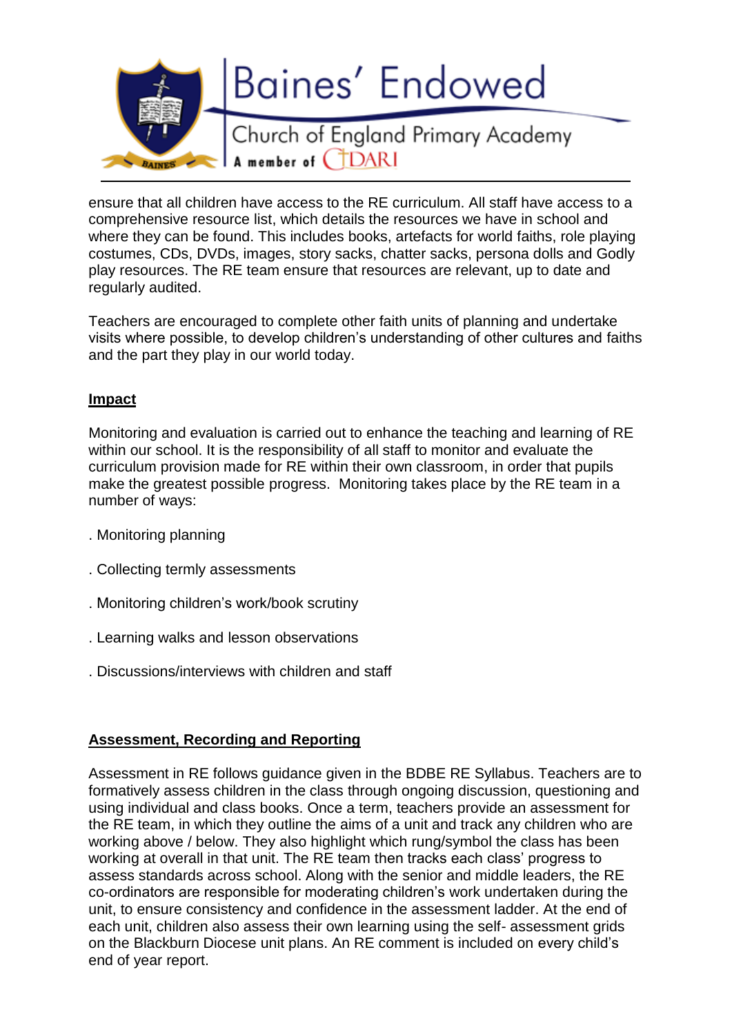ensure that all children have access to the RE curriculum. All staff have access to a comprehensive resource list, which details the resources we have in school and where they can be found. This includes books, artefacts for world faiths, role playing costumes, CDs, DVDs, images, story sacks, chatter sacks, persona dolls and Godly play resources. The RE team ensure that resources are relevant, up to date and regularly audited.

Teachers are encouraged to complete other faith units of planning and undertake visits where possible, to develop children's understanding of other cultures and faiths and the part they play in our world today.

## Impact

Monitoring and evaluation is carried out to enhance the teaching and learning of RE within our school. It is the responsibility of all staff to monitor and evaluate the curriculum provision made for RE within their own classroom, in order that pupils make the greatest possible progress. Monitoring takes place by the RE team in a number of ways:

. Monitoring planning

. Collecting termly assessments

. Monitoring children's work/book scrutiny

. Learning walks and lesson observations

. Discussions/interviews with children and staff

## Assessment, Recording and Reporting

Assessment in RE follows guidance given in the BDBE RE Syllabus. Teachers are to formatively assess children in the class through ongoing discussion, questioning and using individual and class books. Once a term, teachers provide an assessment for the RE team, in which they outline the aims of a unit and track any children who are working above / below. They also highlight which rung/symbol the class has been working at overall in that unit. The RE team then tracks each class' progress to assess standards across school. Along with the senior and middle leaders, the RE co-ordinators are responsible for moderating children's work undertaken during the unit, to ensure consistency and confidence in the assessment ladder. At the end of each unit, children also assess their own learning using the self- assessment grids on the Blackburn Diocese unit plans. An RE comment is included on every child's end of year report.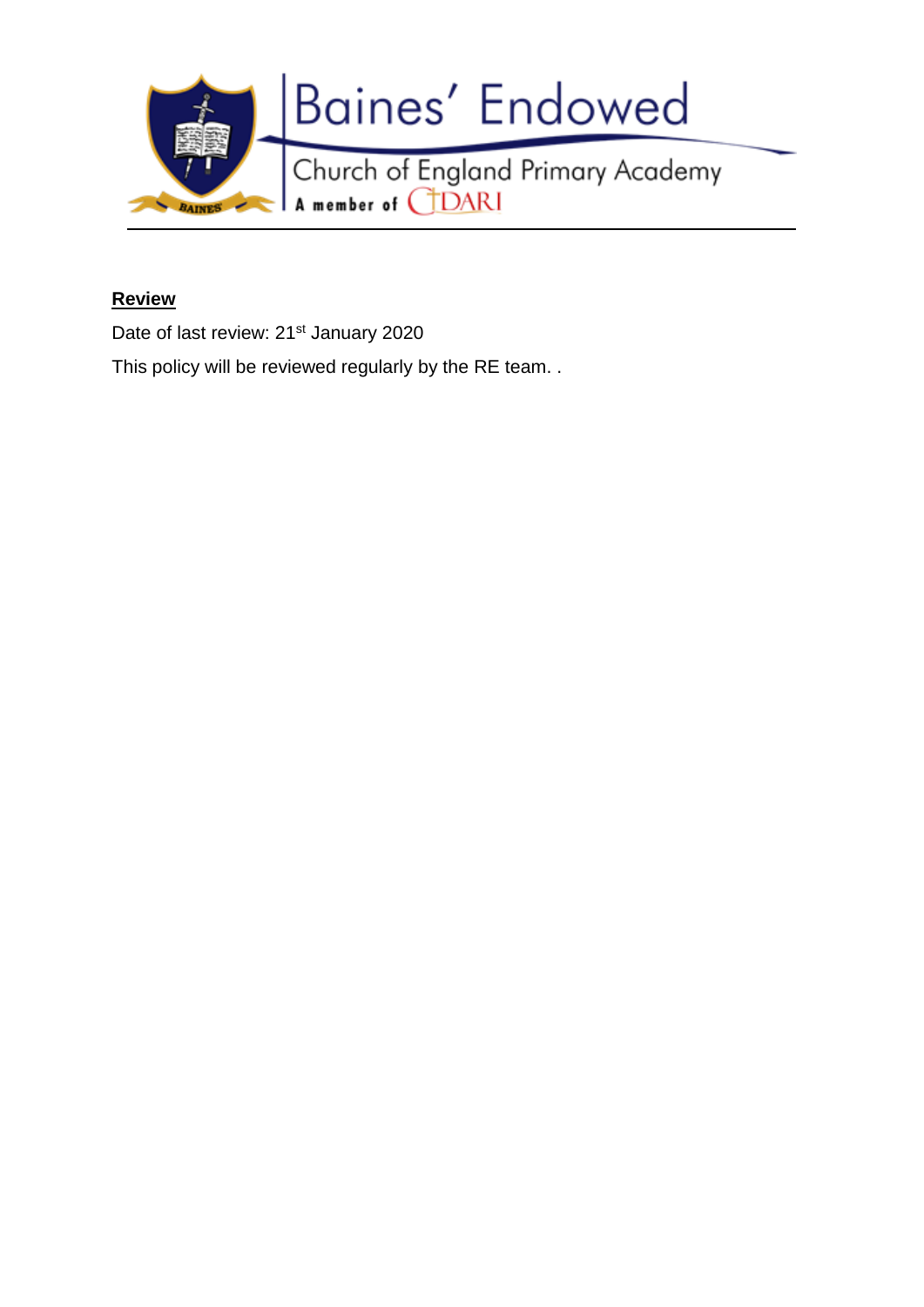**Review**

Date of last review: 21st January 2020

This policy will be reviewed regularly by the RE team. .